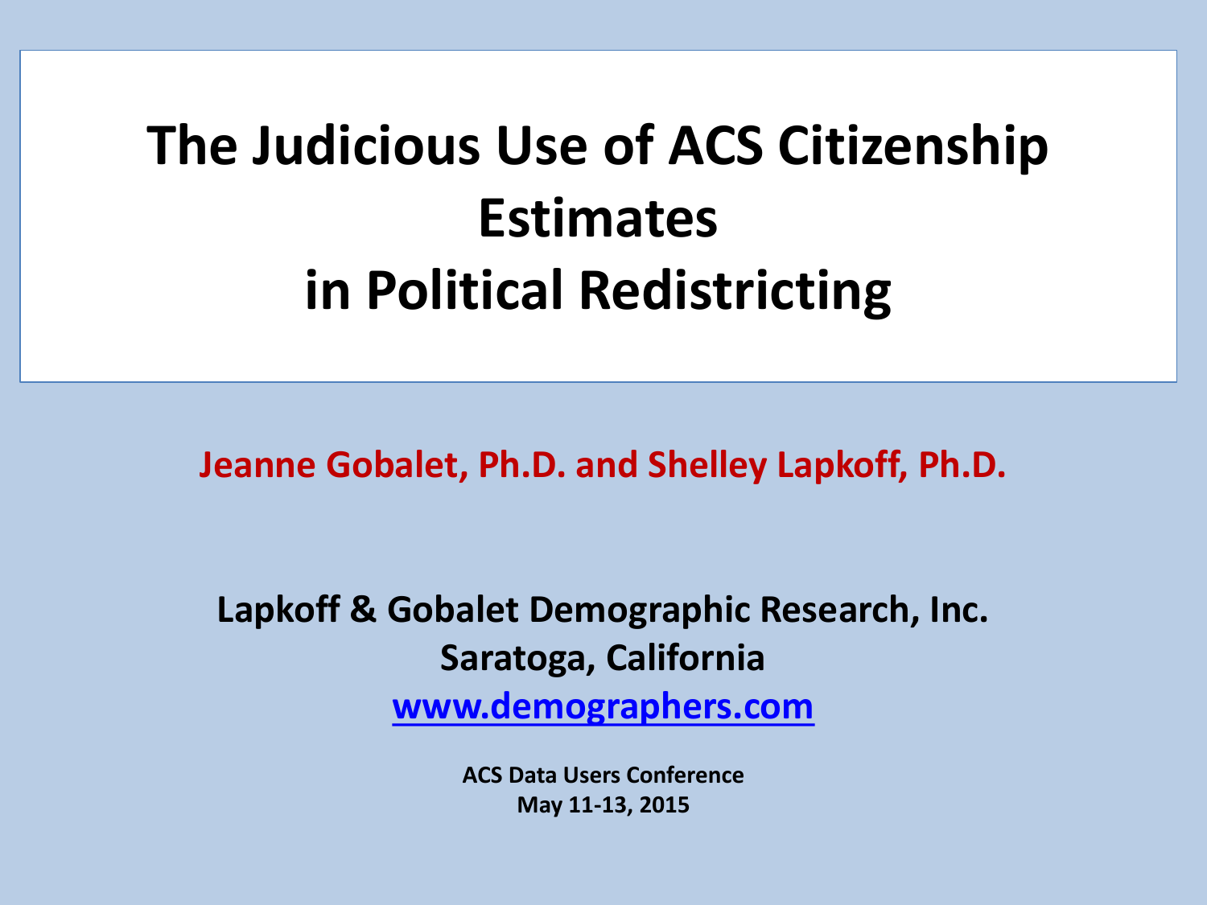# The Judicious Use of ACS Citizenship Estimates in Political Redistricting

**Jeanne Gobalet, Ph.D. and Shelley Lapkoff, Ph.D.**

**Lapkoff & Gobalet Demographic Research, Inc.**
**Saratoga, California**
**www.demographers.com**

**ACS Data Users Conference**
**May 11-13, 2015**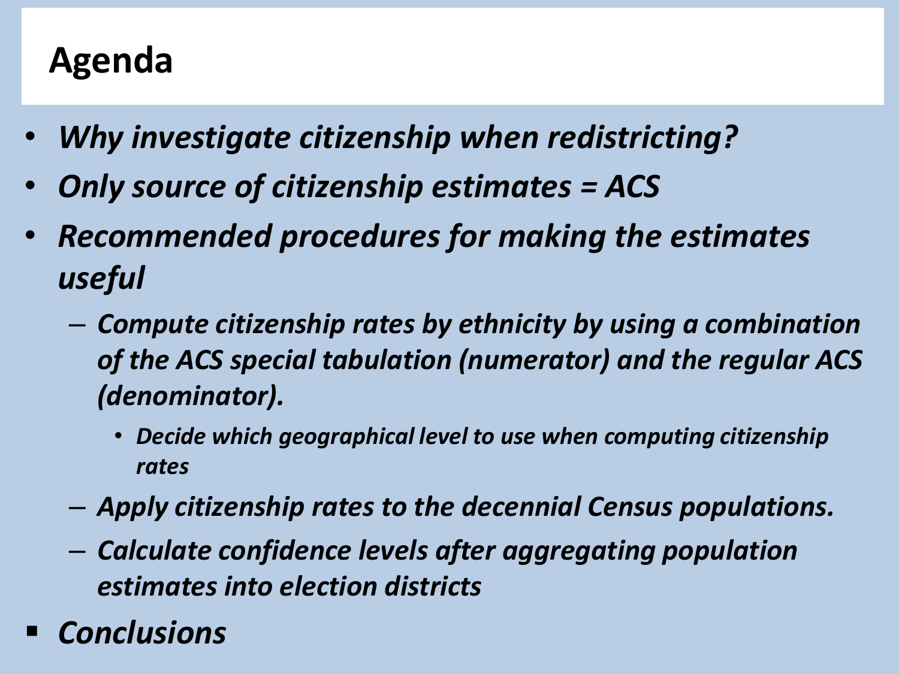# Agenda

- *Why investigate citizenship when redistricting?*
- *Only source of citizenship estimates = ACS*
- *Recommended procedures for making the estimates useful*
  - *Compute citizenship rates by ethnicity by using a combination of the ACS special tabulation (numerator) and the regular ACS (denominator).*
    - *Decide which geographical level to use when computing citizenship rates*
  - *Apply citizenship rates to the decennial Census populations.*
  - *Calculate confidence levels after aggregating population estimates into election districts*
- *Conclusions*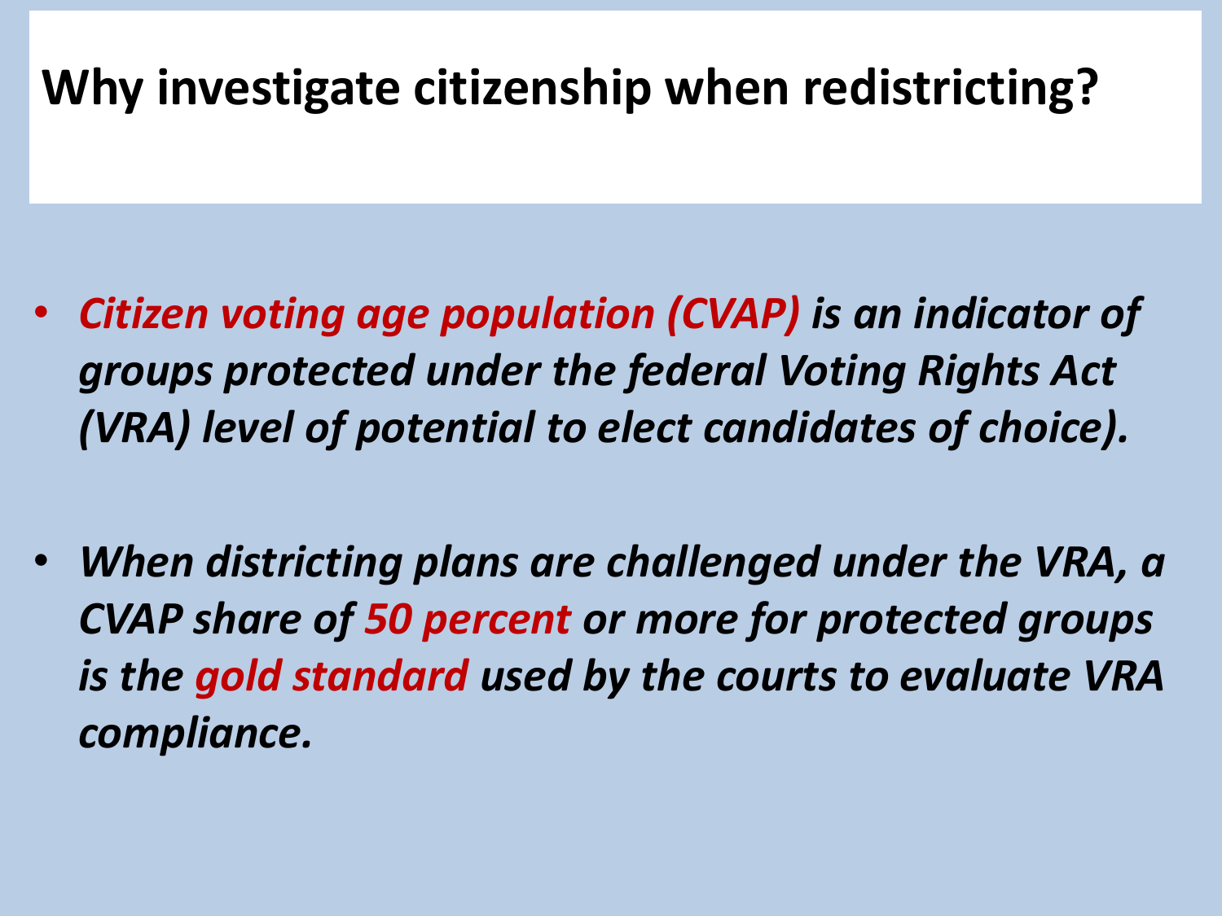# Why investigate citizenship when redistricting?

- ***Citizen voting age population (CVAP) is an indicator of groups protected under the federal Voting Rights Act (VRA) level of potential to elect candidates of choice).***

- ***When districting plans are challenged under the VRA, a CVAP share of 50 percent or more for protected groups is the gold standard used by the courts to evaluate VRA compliance.***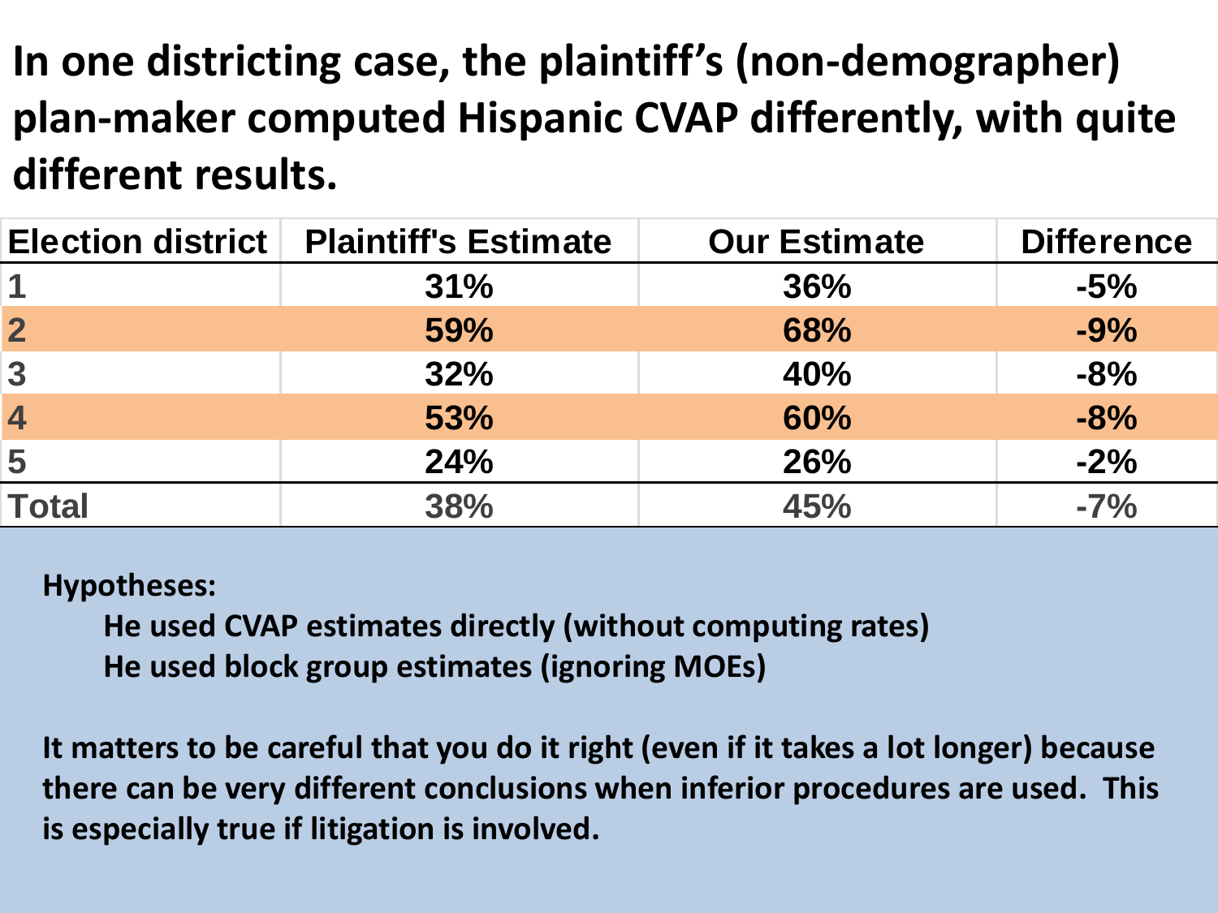## In one districting case, the plaintiff's (non-demographer) plan-maker computed Hispanic CVAP differently, with quite different results.

| Election district | Plaintiff's Estimate | Our Estimate | Difference |
|---|---|---|---|
| 1 | 31% | 36% | -5% |
| 2 | 59% | 68% | -9% |
| 3 | 32% | 40% | -8% |
| 4 | 53% | 60% | -8% |
| 5 | 24% | 26% | -2% |
| Total | 38% | 45% | -7% |

**Hypotheses:**

- **He used CVAP estimates directly (without computing rates)**
- **He used block group estimates (ignoring MOEs)**

**It matters to be careful that you do it right (even if it takes a lot longer) because there can be very different conclusions when inferior procedures are used. This is especially true if litigation is involved.**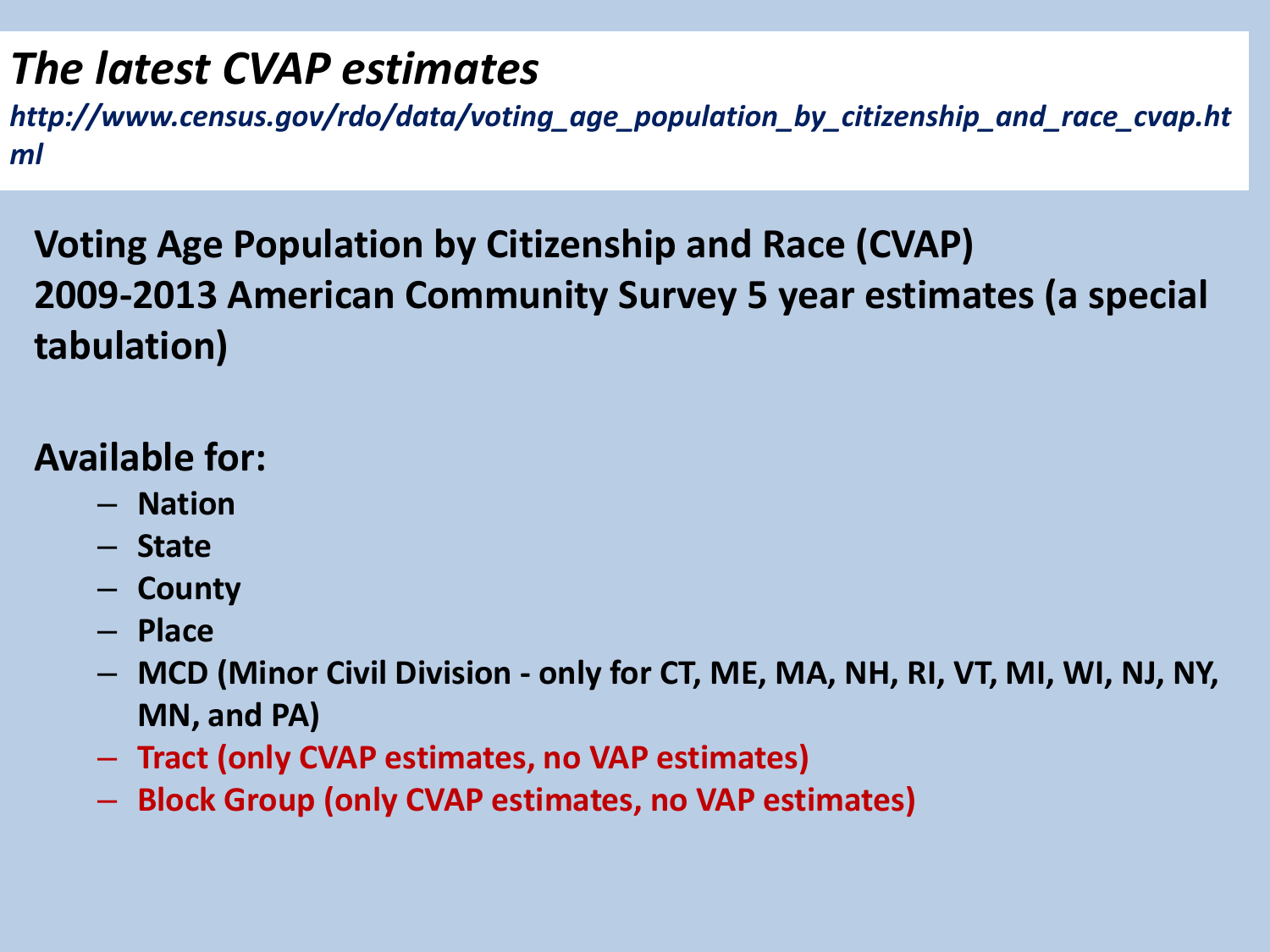# *The latest CVAP estimates*

***http://www.census.gov/rdo/data/voting_age_population_by_citizenship_and_race_cvap.html***

**Voting Age Population by Citizenship and Race (CVAP)**
**2009-2013 American Community Survey 5 year estimates (a special tabulation)**

**Available for:**

- **Nation**
- **State**
- **County**
- **Place**
- **MCD (Minor Civil Division - only for CT, ME, MA, NH, RI, VT, MI, WI, NJ, NY, MN, and PA)**
- **Tract (only CVAP estimates, no VAP estimates)**
- **Block Group (only CVAP estimates, no VAP estimates)**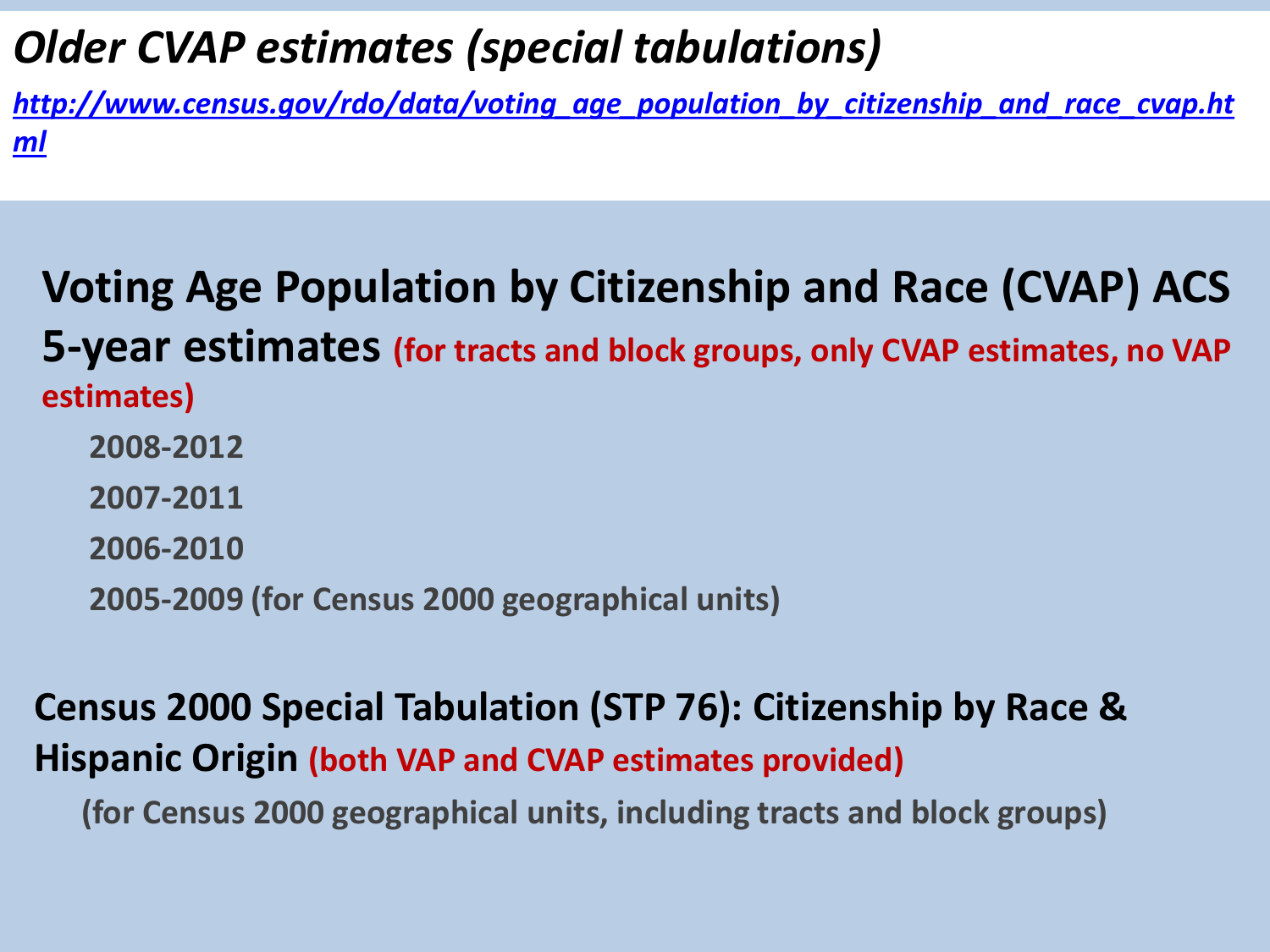# *Older CVAP estimates (special tabulations)*

***[http://www.census.gov/rdo/data/voting_age_population_by_citizenship_and_race_cvap.html](http://www.census.gov/rdo/data/voting_age_population_by_citizenship_and_race_cvap.html)***

## Voting Age Population by Citizenship and Race (CVAP) ACS 5-year estimates **(for tracts and block groups, only CVAP estimates, no VAP estimates)**

- **2008-2012**
- **2007-2011**
- **2006-2010**
- **2005-2009 (for Census 2000 geographical units)**

## Census 2000 Special Tabulation (STP 76): Citizenship by Race & Hispanic Origin **(both VAP and CVAP estimates provided)**

**(for Census 2000 geographical units, including tracts and block groups)**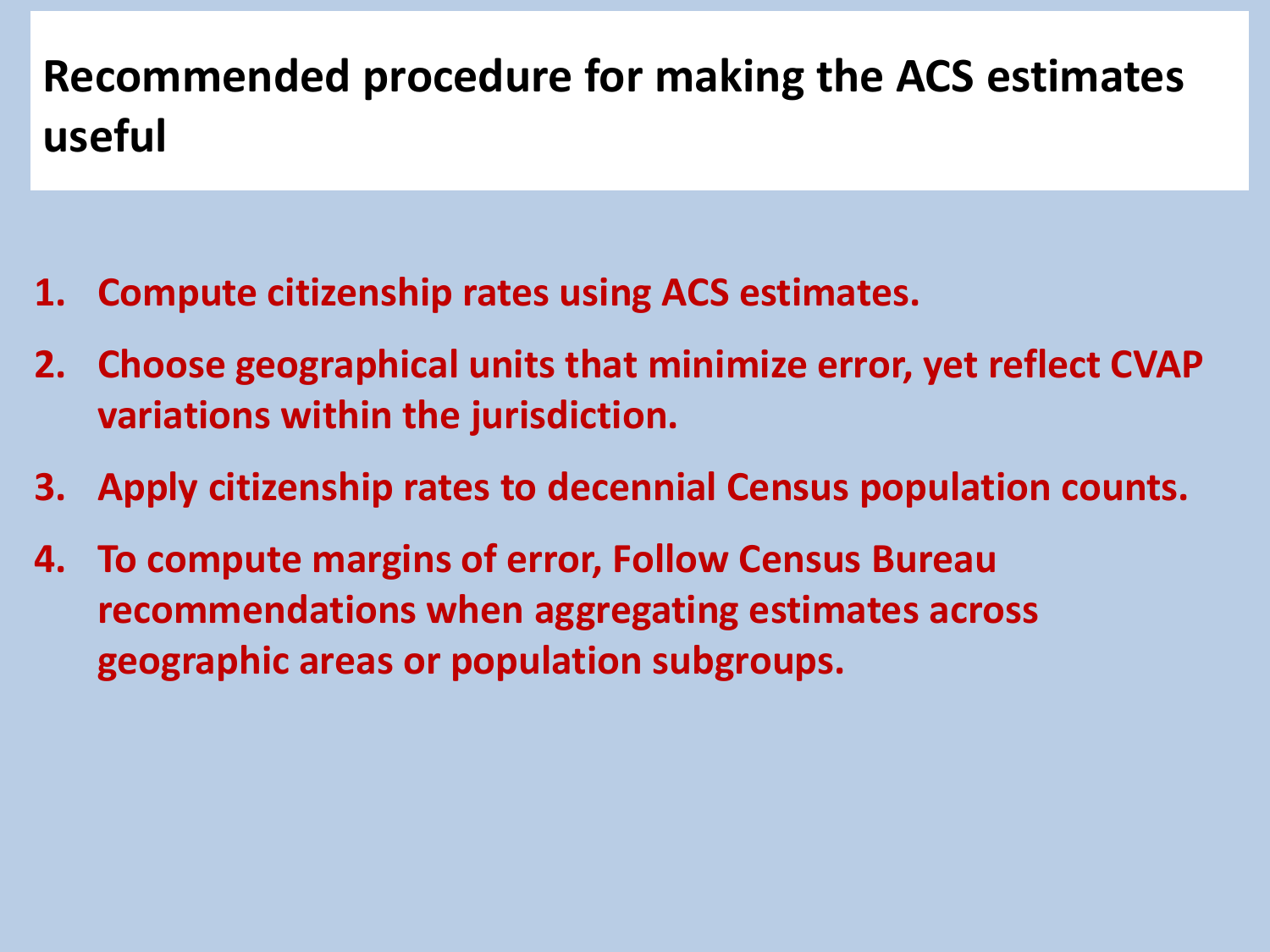# Recommended procedure for making the ACS estimates useful

1. **Compute citizenship rates using ACS estimates.**
2. **Choose geographical units that minimize error, yet reflect CVAP variations within the jurisdiction.**
3. **Apply citizenship rates to decennial Census population counts.**
4. **To compute margins of error, Follow Census Bureau recommendations when aggregating estimates across geographic areas or population subgroups.**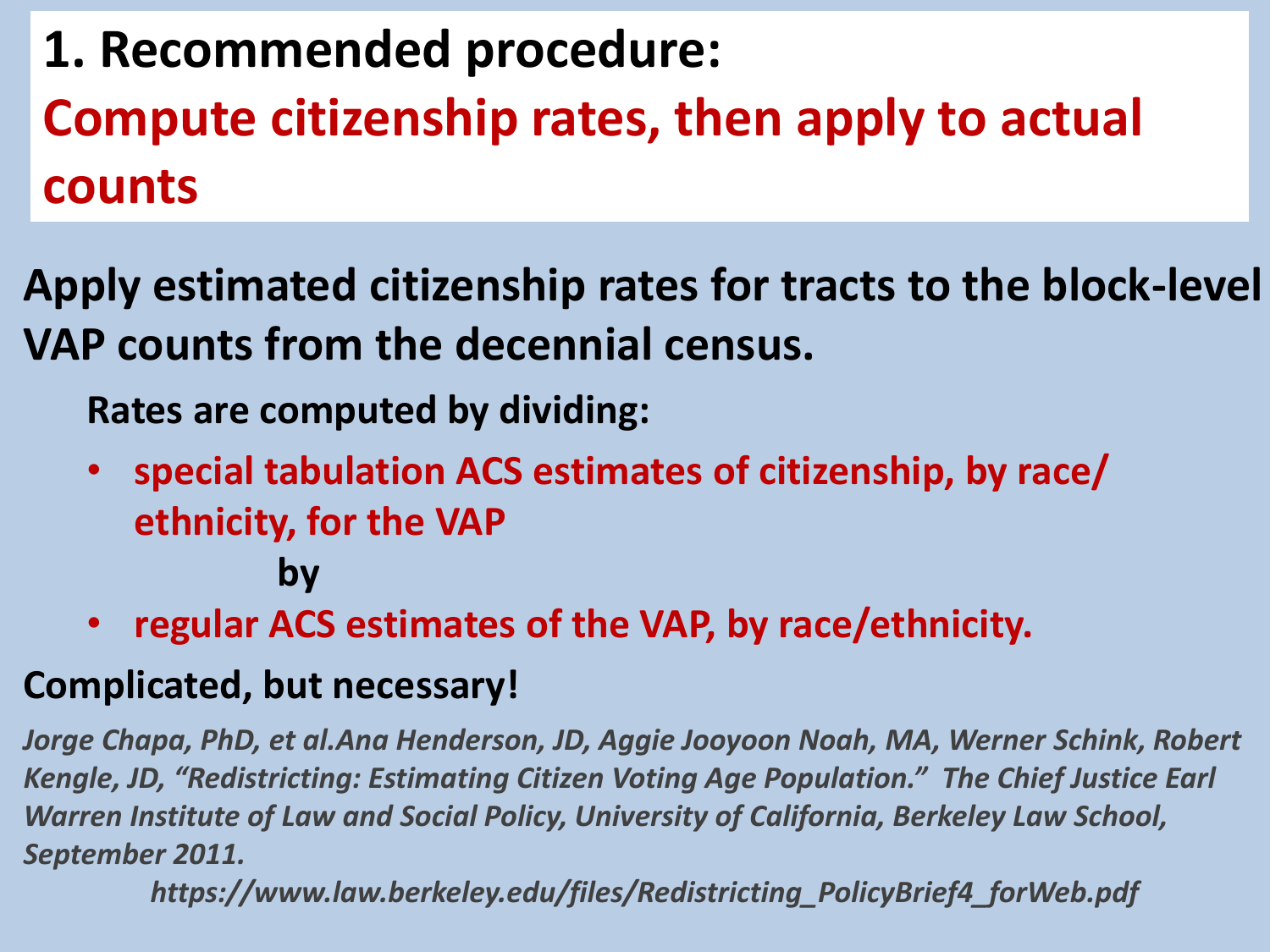# 1. Recommended procedure:
## Compute citizenship rates, then apply to actual counts

**Apply estimated citizenship rates for tracts to the block-level VAP counts from the decennial census.**

**Rates are computed by dividing:**

- **special tabulation ACS estimates of citizenship, by race/ ethnicity, for the VAP**

  **by**

- **regular ACS estimates of the VAP, by race/ethnicity.**

**Complicated, but necessary!**

*Jorge Chapa, PhD, et al.Ana Henderson, JD, Aggie Jooyoon Noah, MA, Werner Schink, Robert Kengle, JD, "Redistricting: Estimating Citizen Voting Age Population." The Chief Justice Earl Warren Institute of Law and Social Policy, University of California, Berkeley Law School, September 2011.*

*https://www.law.berkeley.edu/files/Redistricting_PolicyBrief4_forWeb.pdf*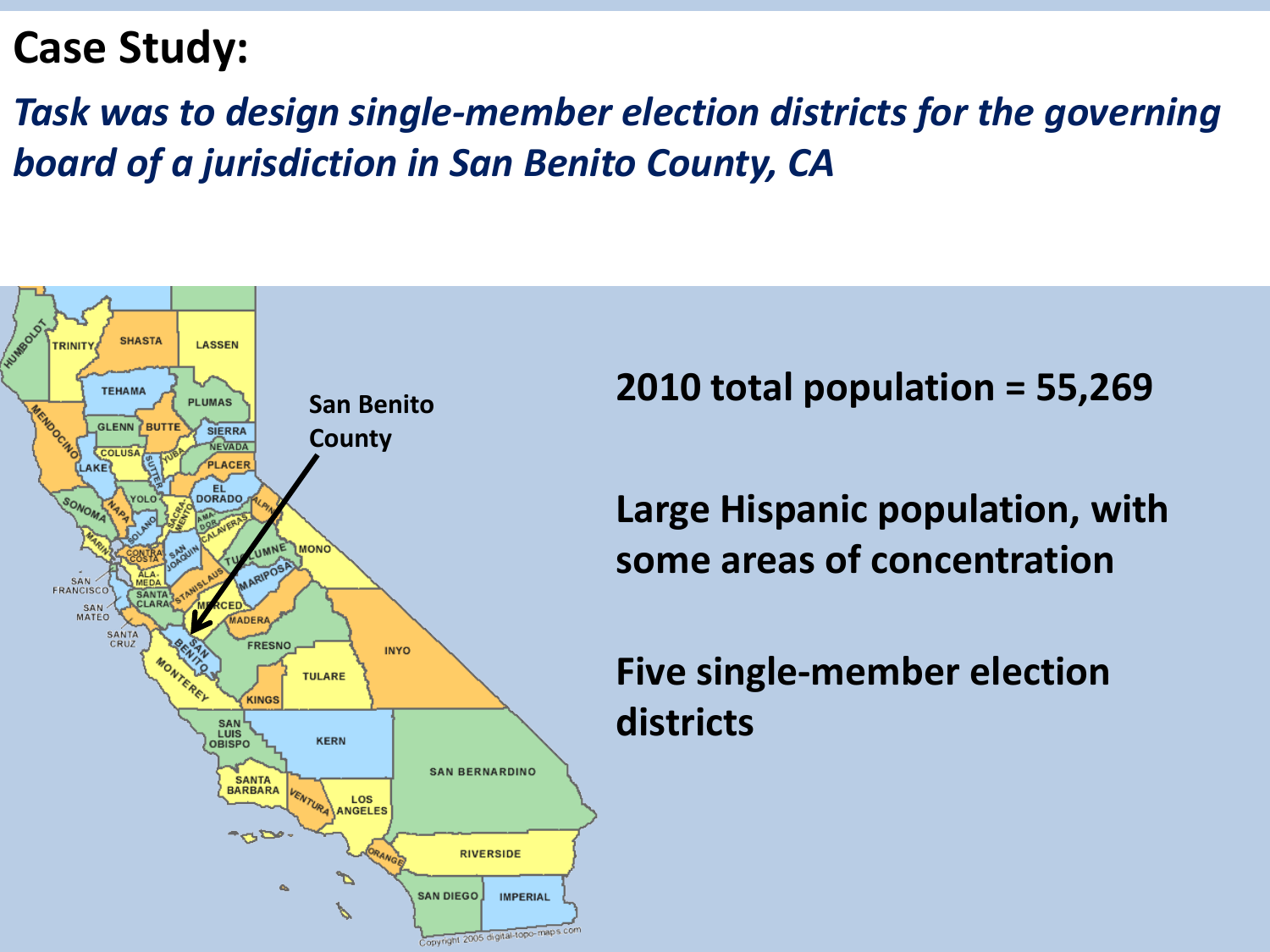# Case Study:

***Task was to design single-member election districts for the governing board of a jurisdiction in San Benito County, CA***

**San Benito County**

**2010 total population = 55,269**

**Large Hispanic population, with some areas of concentration**

**Five single-member election districts**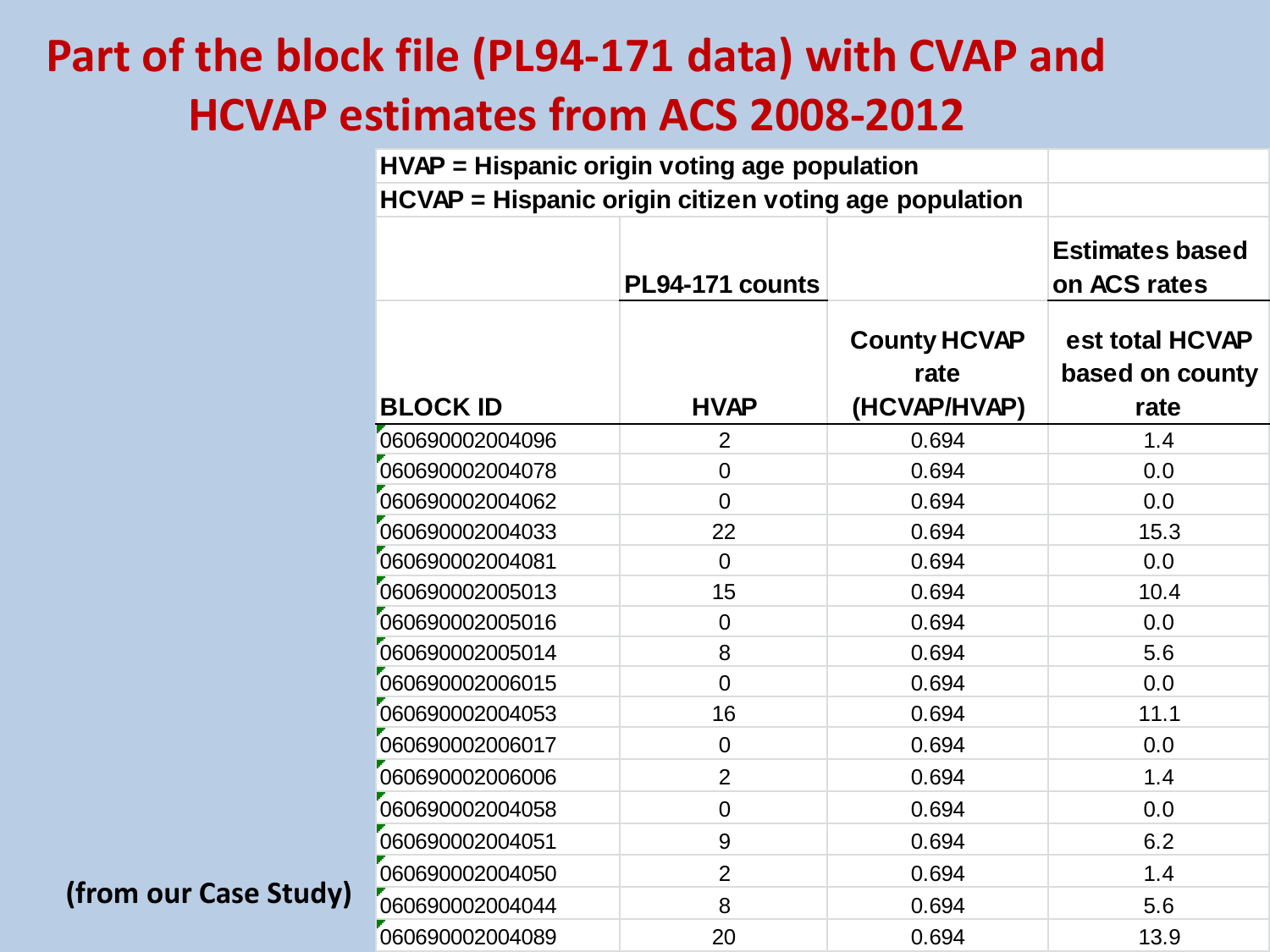# Part of the block file (PL94-171 data) with CVAP and HCVAP estimates from ACS 2008-2012

HVAP = Hispanic origin voting age population

HCVAP = Hispanic origin citizen voting age population

| | PL94-171 counts | | Estimates based on ACS rates |
|---|---|---|---|
| BLOCK ID | HVAP | County HCVAP rate (HCVAP/HVAP) | est total HCVAP based on county rate |
| 060690002004096 | 2 | 0.694 | 1.4 |
| 060690002004078 | 0 | 0.694 | 0.0 |
| 060690002004062 | 0 | 0.694 | 0.0 |
| 060690002004033 | 22 | 0.694 | 15.3 |
| 060690002004081 | 0 | 0.694 | 0.0 |
| 060690002005013 | 15 | 0.694 | 10.4 |
| 060690002005016 | 0 | 0.694 | 0.0 |
| 060690002005014 | 8 | 0.694 | 5.6 |
| 060690002006015 | 0 | 0.694 | 0.0 |
| 060690002004053 | 16 | 0.694 | 11.1 |
| 060690002006017 | 0 | 0.694 | 0.0 |
| 060690002006006 | 2 | 0.694 | 1.4 |
| 060690002004058 | 0 | 0.694 | 0.0 |
| 060690002004051 | 9 | 0.694 | 6.2 |
| 060690002004050 | 2 | 0.694 | 1.4 |
| 060690002004044 | 8 | 0.694 | 5.6 |
| 060690002004089 | 20 | 0.694 | 13.9 |

**(from our Case Study)**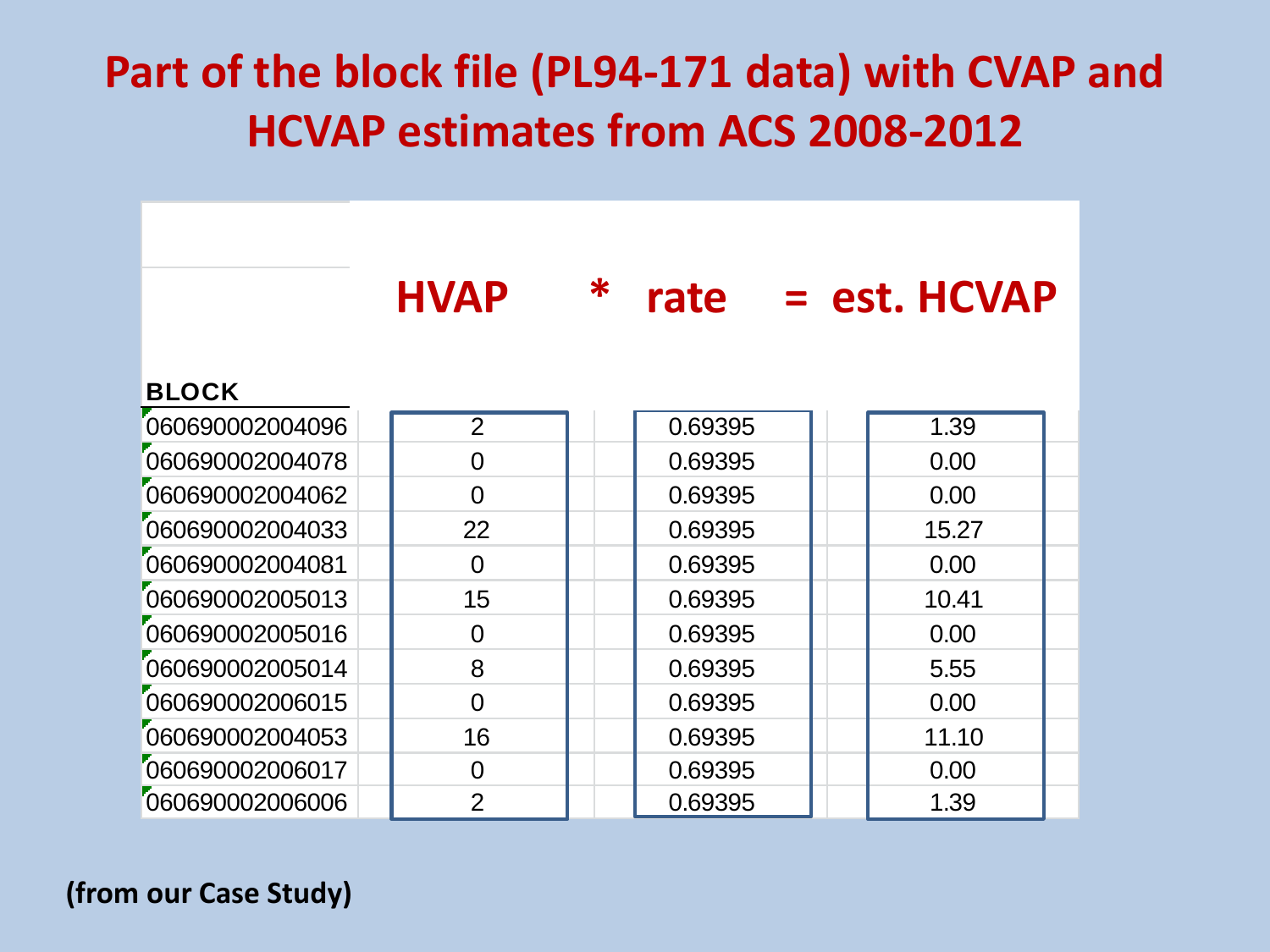# Part of the block file (PL94-171 data) with CVAP and HCVAP estimates from ACS 2008-2012

| BLOCK | HVAP | * | rate | = | est. HCVAP |
|---|---|---|---|---|---|
| 060690002004096 | 2 | | 0.69395 | | 1.39 |
| 060690002004078 | 0 | | 0.69395 | | 0.00 |
| 060690002004062 | 0 | | 0.69395 | | 0.00 |
| 060690002004033 | 22 | | 0.69395 | | 15.27 |
| 060690002004081 | 0 | | 0.69395 | | 0.00 |
| 060690002005013 | 15 | | 0.69395 | | 10.41 |
| 060690002005016 | 0 | | 0.69395 | | 0.00 |
| 060690002005014 | 8 | | 0.69395 | | 5.55 |
| 060690002006015 | 0 | | 0.69395 | | 0.00 |
| 060690002004053 | 16 | | 0.69395 | | 11.10 |
| 060690002006017 | 0 | | 0.69395 | | 0.00 |
| 060690002006006 | 2 | | 0.69395 | | 1.39 |

**(from our Case Study)**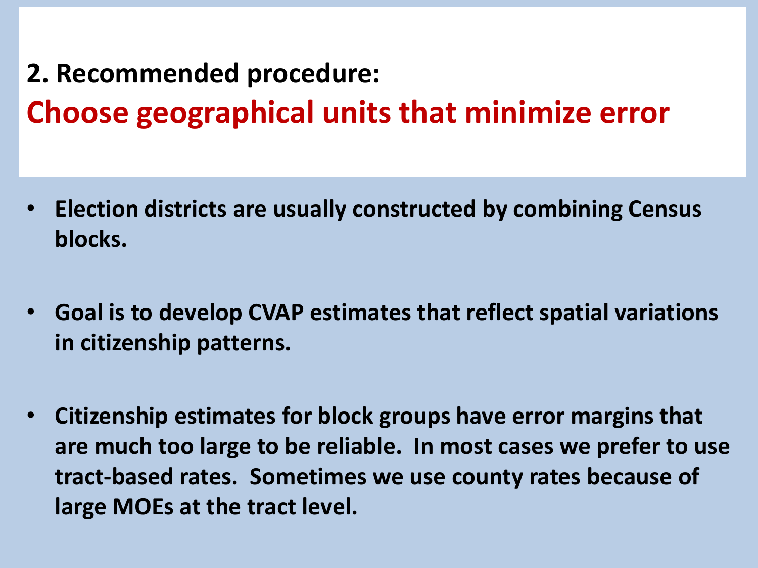## 2. Recommended procedure:

## Choose geographical units that minimize error

- **Election districts are usually constructed by combining Census blocks.**
- **Goal is to develop CVAP estimates that reflect spatial variations in citizenship patterns.**
- **Citizenship estimates for block groups have error margins that are much too large to be reliable. In most cases we prefer to use tract-based rates. Sometimes we use county rates because of large MOEs at the tract level.**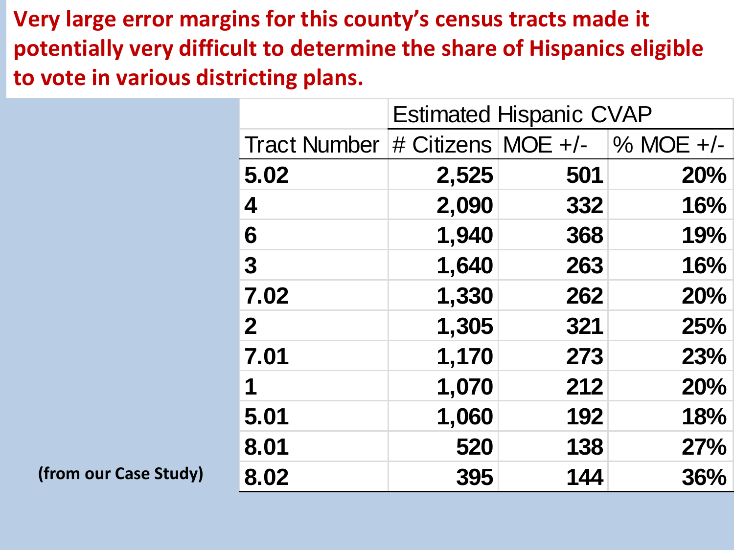**Very large error margins for this county's census tracts made it potentially very difficult to determine the share of Hispanics eligible to vote in various districting plans.**

| | Estimated Hispanic CVAP | | |
|---|---|---|---|
| Tract Number | # Citizens | MOE +/- | % MOE +/- |
| **5.02** | **2,525** | **501** | **20%** |
| **4** | **2,090** | **332** | **16%** |
| **6** | **1,940** | **368** | **19%** |
| **3** | **1,640** | **263** | **16%** |
| **7.02** | **1,330** | **262** | **20%** |
| **2** | **1,305** | **321** | **25%** |
| **7.01** | **1,170** | **273** | **23%** |
| **1** | **1,070** | **212** | **20%** |
| **5.01** | **1,060** | **192** | **18%** |
| **8.01** | **520** | **138** | **27%** |
| **8.02** | **395** | **144** | **36%** |

**(from our Case Study)**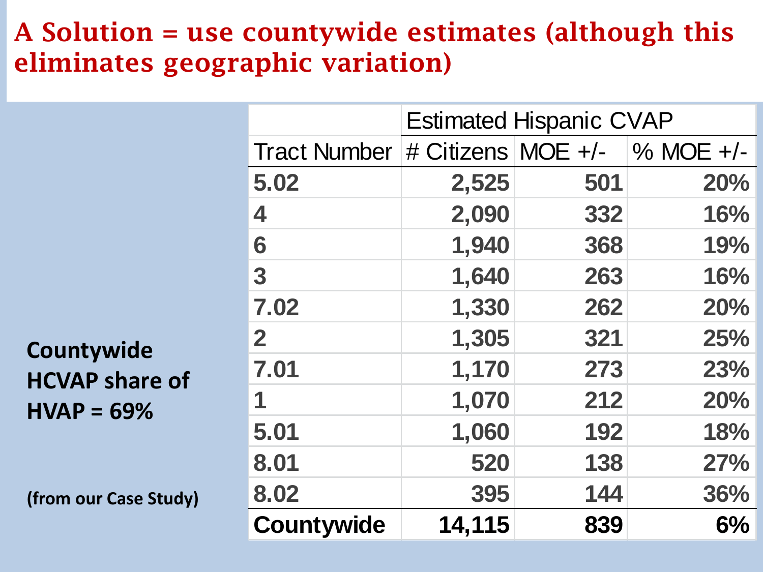# A Solution = use countywide estimates (although this eliminates geographic variation)

**Countywide HCVAP share of HVAP = 69%**

**(from our Case Study)**

| | Estimated Hispanic CVAP | | |
|---|---|---|---|
| Tract Number | # Citizens | MOE +/- | % MOE +/- |
| **5.02** | **2,525** | **501** | **20%** |
| **4** | **2,090** | **332** | **16%** |
| **6** | **1,940** | **368** | **19%** |
| **3** | **1,640** | **263** | **16%** |
| **7.02** | **1,330** | **262** | **20%** |
| **2** | **1,305** | **321** | **25%** |
| **7.01** | **1,170** | **273** | **23%** |
| **1** | **1,070** | **212** | **20%** |
| **5.01** | **1,060** | **192** | **18%** |
| **8.01** | **520** | **138** | **27%** |
| **8.02** | **395** | **144** | **36%** |
| **Countywide** | **14,115** | **839** | **6%** |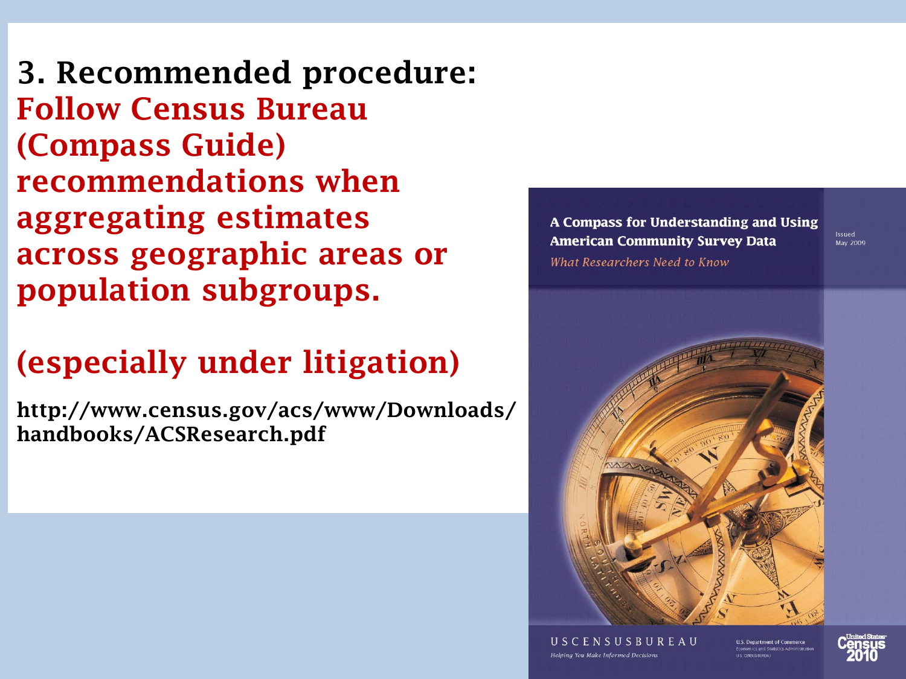## 3. Recommended procedure:

**Follow Census Bureau (Compass Guide) recommendations when aggregating estimates across geographic areas or population subgroups.**

**(especially under litigation)**

**http://www.census.gov/acs/www/Downloads/handbooks/ACSResearch.pdf**

A Compass for Understanding and Using American Community Survey Data

*What Researchers Need to Know*

Issued May 2009

USCENSUSBUREAU

*Helping You Make Informed Decisions*

U.S. Department of Commerce
Economics and Statistics Administration
U.S. CENSUS BUREAU

United States Census 2010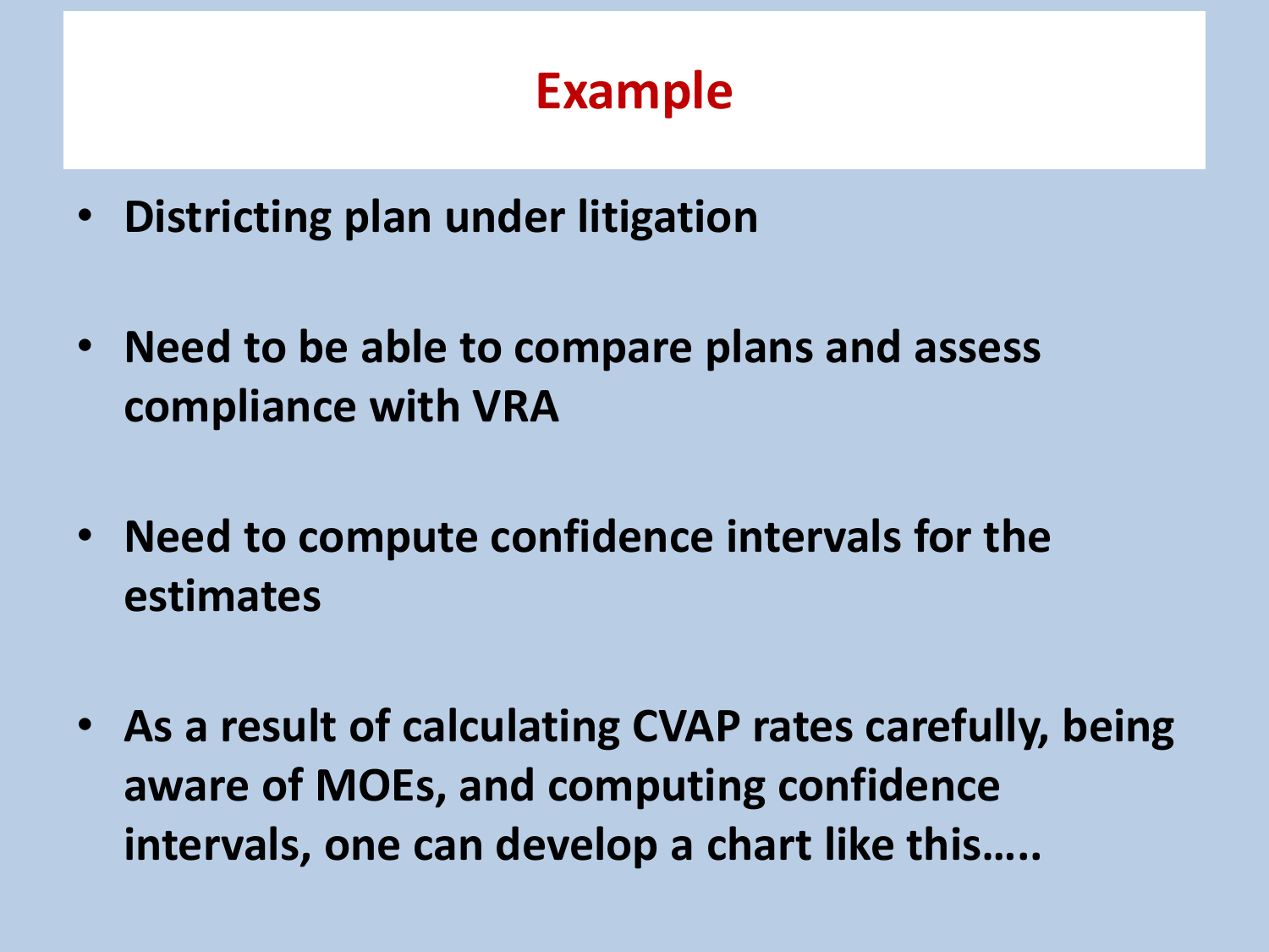# Example

- **Districting plan under litigation**
- **Need to be able to compare plans and assess compliance with VRA**
- **Need to compute confidence intervals for the estimates**
- **As a result of calculating CVAP rates carefully, being aware of MOEs, and computing confidence intervals, one can develop a chart like this…..**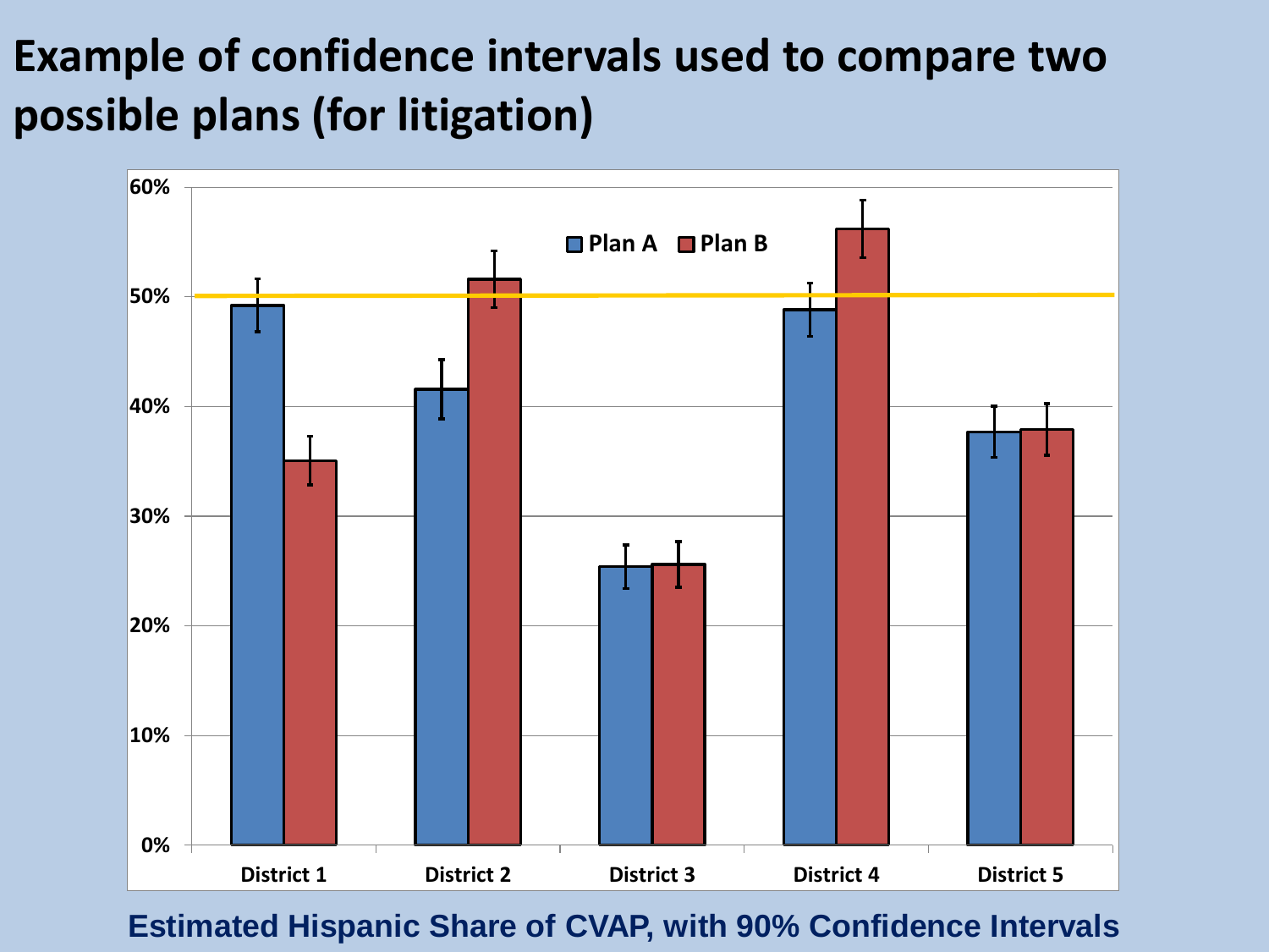# Example of confidence intervals used to compare two possible plans (for litigation)

Estimated Hispanic Share of CVAP, with 90% Confidence Intervals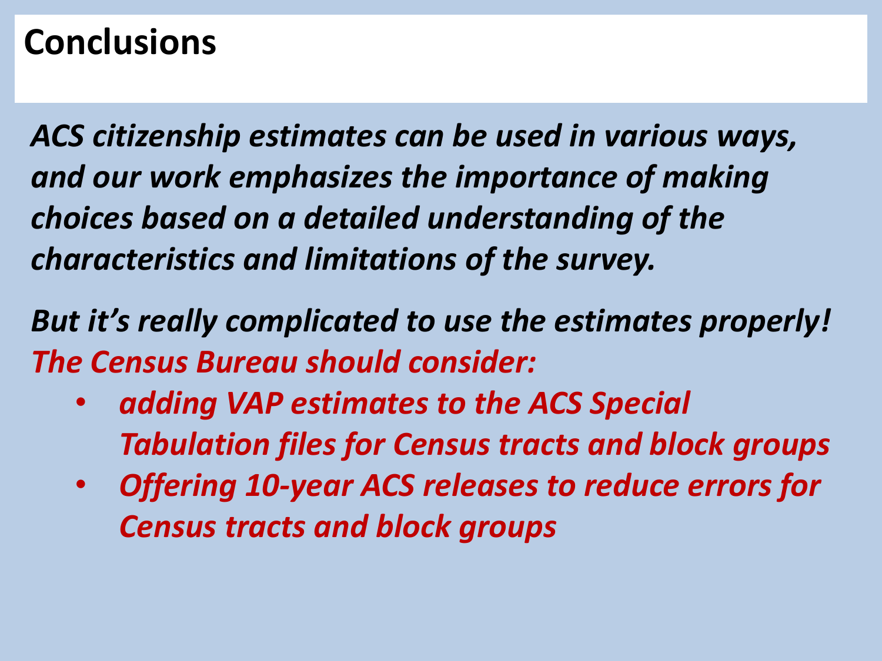# Conclusions

***ACS citizenship estimates can be used in various ways, and our work emphasizes the importance of making choices based on a detailed understanding of the characteristics and limitations of the survey.***

***But it's really complicated to use the estimates properly!***
***The Census Bureau should consider:***

- ***adding VAP estimates to the ACS Special Tabulation files for Census tracts and block groups***
- ***Offering 10-year ACS releases to reduce errors for Census tracts and block groups***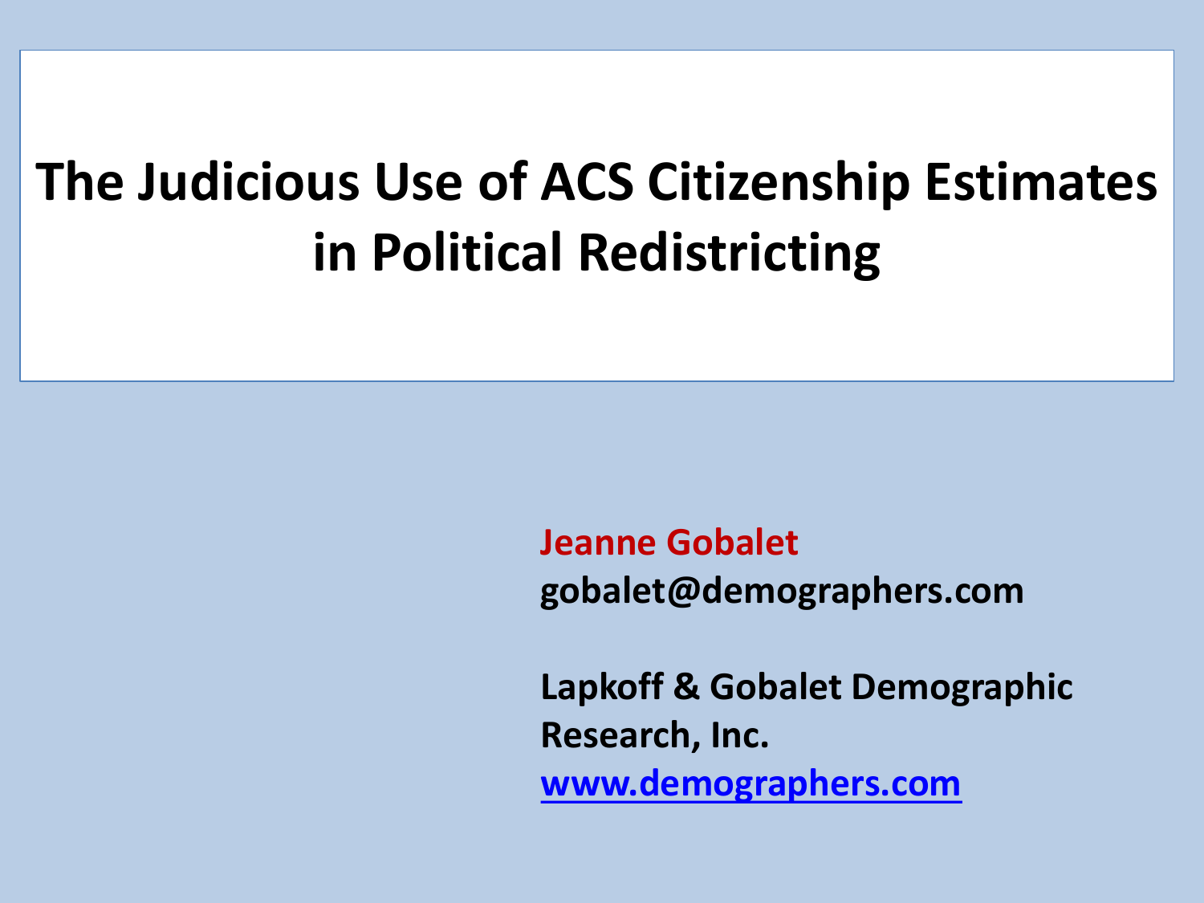# The Judicious Use of ACS Citizenship Estimates in Political Redistricting

**Jeanne Gobalet**
**gobalet@demographers.com**

**Lapkoff & Gobalet Demographic Research, Inc.**
**www.demographers.com**